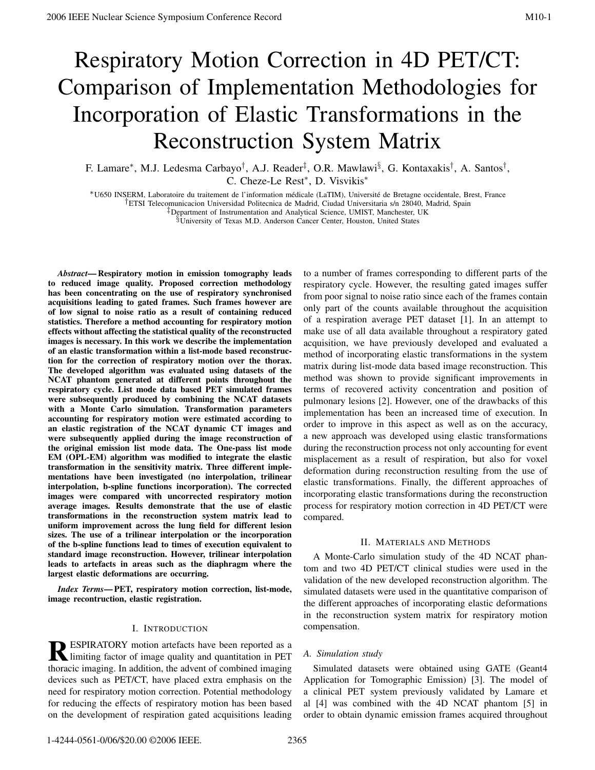# Respiratory Motion Correction in 4D PET/CT: Comparison of Implementation Methodologies for Incorporation of Elastic Transformations in the Reconstruction System Matrix

F. Lamare[*], M.J. Ledesma Carbayo[†], A.J. Reader[‡], O.R. Mawlawi[§], G. Kontaxakis[†], A. Santos[†], C. Cheze-Le Rest[*], D. Visvikis[*]

[*]U650 INSERM, Laboratoire du traitement de l'information médicale (LaTIM), Université de Bretagne occidentale, Brest, France
[†]ETSI Telecomunicacion Universidad Politecnica de Madrid, Ciudad Universitaria s/n 28040, Madrid, Spain
[‡]Department of Instrumentation and Analytical Science, UMIST, Manchester, UK
[§]University of Texas M.D. Anderson Cancer Center, Houston, United States

***Abstract*— Respiratory motion in emission tomography leads to reduced image quality. Proposed correction methodology has been concentrating on the use of respiratory synchronised acquisitions leading to gated frames. Such frames however are of low signal to noise ratio as a result of containing reduced statistics. Therefore a method accounting for respiratory motion effects without affecting the statistical quality of the reconstructed images is necessary. In this work we describe the implementation of an elastic transformation within a list-mode based reconstruction for the correction of respiratory motion over the thorax. The developed algorithm was evaluated using datasets of the NCAT phantom generated at different points throughout the respiratory cycle. List mode data based PET simulated frames were subsequently produced by combining the NCAT datasets with a Monte Carlo simulation. Transformation parameters accounting for respiratory motion were estimated according to an elastic registration of the NCAT dynamic CT images and were subsequently applied during the image reconstruction of the original emission list mode data. The One-pass list mode EM (OPL-EM) algorithm was modified to integrate the elastic transformation in the sensitivity matrix. Three different implementations have been investigated (no interpolation, trilinear interpolation, b-spline functions incorporation). The corrected images were compared with uncorrected respiratory motion average images. Results demonstrate that the use of elastic transformations in the reconstruction system matrix lead to uniform improvement across the lung field for different lesion sizes. The use of a trilinear interpolation or the incorporation of the b-spline functions lead to times of execution equivalent to standard image reconstruction. However, trilinear interpolation leads to artefacts in areas such as the diaphragm where the largest elastic deformations are occurring.**

***Index Terms*— PET, respiratory motion correction, list-mode, image recontruction, elastic registration.**

## I. Introduction

RESPIRATORY motion artefacts have been reported as a limiting factor of image quality and quantitation in PET thoracic imaging. In addition, the advent of combined imaging devices such as PET/CT, have placed extra emphasis on the need for respiratory motion correction. Potential methodology for reducing the effects of respiratory motion has been based on the development of respiration gated acquisitions leading to a number of frames corresponding to different parts of the respiratory cycle. However, the resulting gated images suffer from poor signal to noise ratio since each of the frames contain only part of the counts available throughout the acquisition of a respiration average PET dataset [1]. In an attempt to make use of all data available throughout a respiratory gated acquisition, we have previously developed and evaluated a method of incorporating elastic transformations in the system matrix during list-mode data based image reconstruction. This method was shown to provide significant improvements in terms of recovered activity concentration and position of pulmonary lesions [2]. However, one of the drawbacks of this implementation has been an increased time of execution. In order to improve in this aspect as well as on the accuracy, a new approach was developed using elastic transformations during the reconstruction process not only accounting for event misplacement as a result of respiration, but also for voxel deformation during reconstruction resulting from the use of elastic transformations. Finally, the different approaches of incorporating elastic transformations during the reconstruction process for respiratory motion correction in 4D PET/CT were compared.

## II. Materials and Methods

A Monte-Carlo simulation study of the 4D NCAT phantom and two 4D PET/CT clinical studies were used in the validation of the new developed reconstruction algorithm. The simulated datasets were used in the quantitative comparison of the different approaches of incorporating elastic deformations in the reconstruction system matrix for respiratory motion compensation.

### *A. Simulation study*

Simulated datasets were obtained using GATE (Geant4 Application for Tomographic Emission) [3]. The model of a clinical PET system previously validated by Lamare et al [4] was combined with the 4D NCAT phantom [5] in order to obtain dynamic emission frames acquired throughout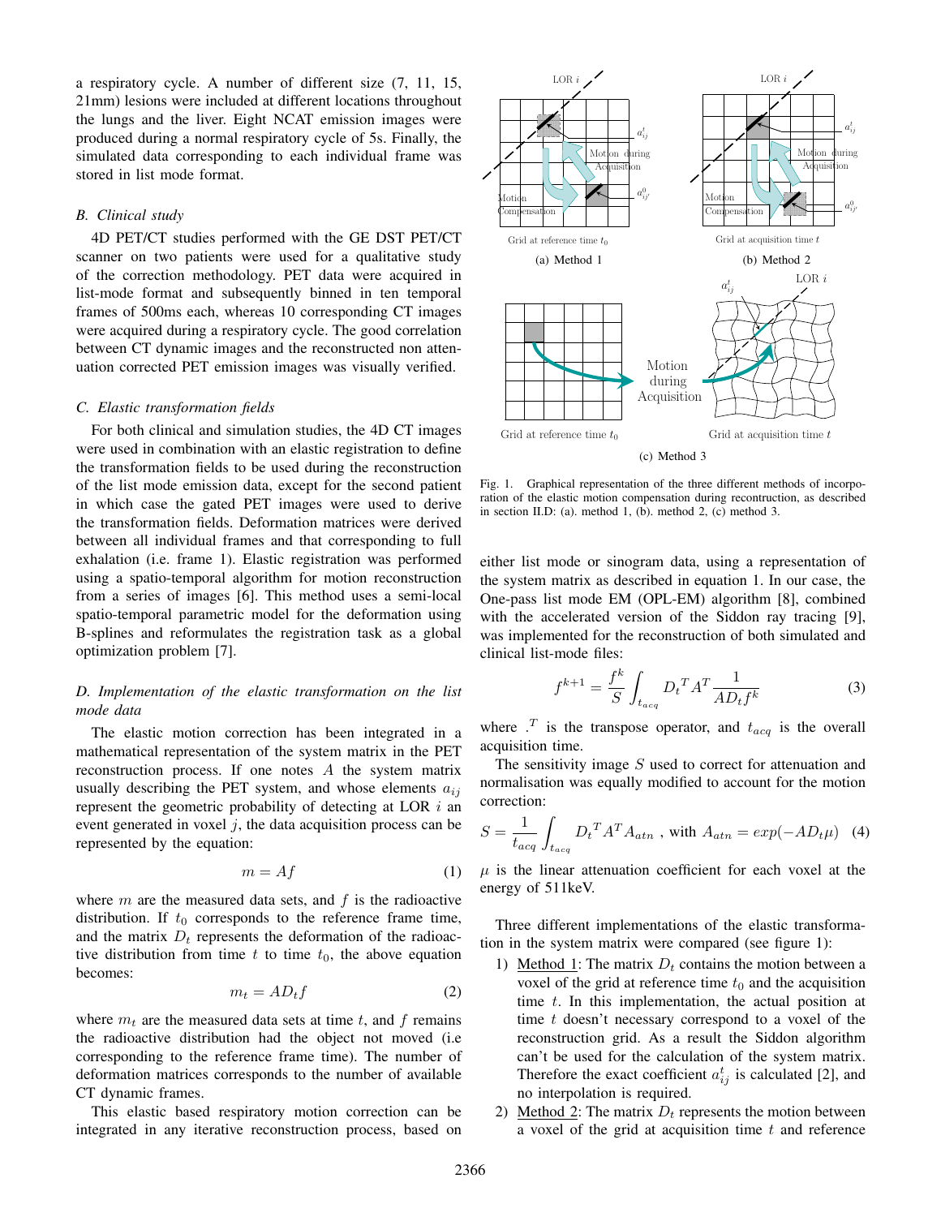a respiratory cycle. A number of different size (7, 11, 15, 21mm) lesions were included at different locations throughout the lungs and the liver. Eight NCAT emission images were produced during a normal respiratory cycle of 5s. Finally, the simulated data corresponding to each individual frame was stored in list mode format.

### *B. Clinical study*

4D PET/CT studies performed with the GE DST PET/CT scanner on two patients were used for a qualitative study of the correction methodology. PET data were acquired in list-mode format and subsequently binned in ten temporal frames of 500ms each, whereas 10 corresponding CT images were acquired during a respiratory cycle. The good correlation between CT dynamic images and the reconstructed non attenuation corrected PET emission images was visually verified.

### *C. Elastic transformation fields*

For both clinical and simulation studies, the 4D CT images were used in combination with an elastic registration to define the transformation fields to be used during the reconstruction of the list mode emission data, except for the second patient in which case the gated PET images were used to derive the transformation fields. Deformation matrices were derived between all individual frames and that corresponding to full exhalation (i.e. frame 1). Elastic registration was performed using a spatio-temporal algorithm for motion reconstruction from a series of images [6]. This method uses a semi-local spatio-temporal parametric model for the deformation using B-splines and reformulates the registration task as a global optimization problem [7].

### *D. Implementation of the elastic transformation on the list mode data*

The elastic motion correction has been integrated in a mathematical representation of the system matrix in the PET reconstruction process. If one notes $A$ the system matrix usually describing the PET system, and whose elements $a_{ij}$ represent the geometric probability of detecting at LOR $i$ an event generated in voxel $j$, the data acquisition process can be represented by the equation:

$$m = Af \tag{1}$$

where $m$ are the measured data sets, and $f$ is the radioactive distribution. If $t_0$ corresponds to the reference frame time, and the matrix $D_t$ represents the deformation of the radioactive distribution from time $t$ to time $t_0$, the above equation becomes:

$$m_t = AD_t f \tag{2}$$

where $m_t$ are the measured data sets at time $t$, and $f$ remains the radioactive distribution had the object not moved (i.e corresponding to the reference frame time). The number of deformation matrices corresponds to the number of available CT dynamic frames.

This elastic based respiratory motion correction can be integrated in any iterative reconstruction process, based on either list mode or sinogram data, using a representation of the system matrix as described in equation 1. In our case, the One-pass list mode EM (OPL-EM) algorithm [8], combined with the accelerated version of the Siddon ray tracing [9], was implemented for the reconstruction of both simulated and clinical list-mode files:

$$f^{k+1} = \frac{f^k}{S} \int_{t_{acq}} {D_t}^T A^T \frac{1}{AD_t f^k} \tag{3}$$

where $.^T$ is the transpose operator, and $t_{acq}$ is the overall acquisition time.

The sensitivity image $S$ used to correct for attenuation and normalisation was equally modified to account for the motion correction:

$$S = \frac{1}{t_{acq}} \int_{t_{acq}} {D_t}^T A^T A_{atn} \text{ , with } A_{atn} = exp(-AD_t\mu) \tag{4}$$

$\mu$ is the linear attenuation coefficient for each voxel at the energy of 511keV.

Fig. 1. Graphical representation of the three different methods of incorporation of the elastic motion compensation during recontruction, as described in section II.D: (a). method 1, (b). method 2, (c) method 3.

Three different implementations of the elastic transformation in the system matrix were compared (see figure 1):

1) Method 1: The matrix $D_t$ contains the motion between a voxel of the grid at reference time $t_0$ and the acquisition time $t$. In this implementation, the actual position at time $t$ doesn't necessary correspond to a voxel of the reconstruction grid. As a result the Siddon algorithm can't be used for the calculation of the system matrix. Therefore the exact coefficient $a^t_{ij}$ is calculated [2], and no interpolation is required.
2) Method 2: The matrix $D_t$ represents the motion between a voxel of the grid at acquisition time $t$ and reference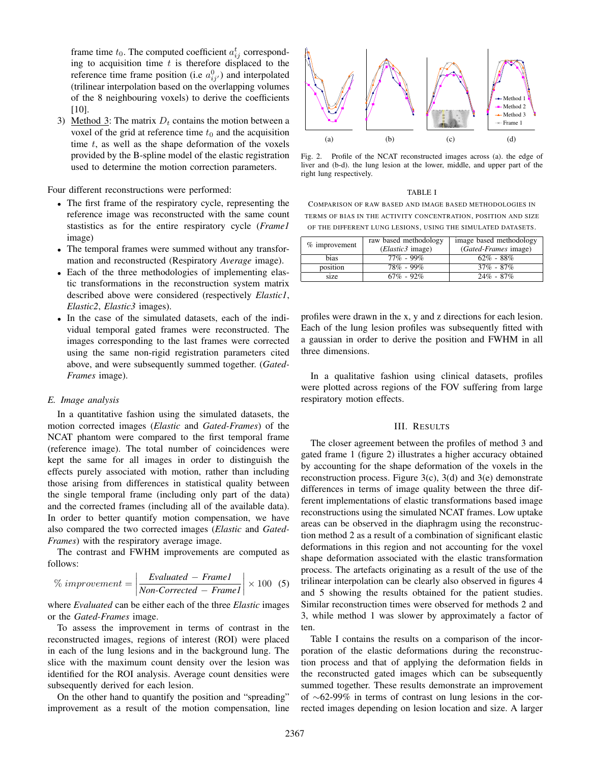frame time $t_0$. The computed coefficient $a_{ij}^t$ corresponding to acquisition time $t$ is therefore displaced to the reference time frame position (i.e $a_{ij'}^0$) and interpolated (trilinear interpolation based on the overlapping volumes of the 8 neighbouring voxels) to derive the coefficients [10].

3) Method 3: The matrix $D_t$ contains the motion between a voxel of the grid at reference time $t_0$ and the acquisition time $t$, as well as the shape deformation of the voxels provided by the B-spline model of the elastic registration used to determine the motion correction parameters.

Four different reconstructions were performed:

- The first frame of the respiratory cycle, representing the reference image was reconstructed with the same count stastistics as for the entire respiratory cycle (*Frame1* image)
- The temporal frames were summed without any transformation and reconstructed (Respiratory *Average* image).
- Each of the three methodologies of implementing elastic transformations in the reconstruction system matrix described above were considered (respectively *Elastic1*, *Elastic2*, *Elastic3* images).
- In the case of the simulated datasets, each of the individual temporal gated frames were reconstructed. The images corresponding to the last frames were corrected using the same non-rigid registration parameters cited above, and were subsequently summed together. (*Gated-Frames* image).

### E. Image analysis

In a quantitative fashion using the simulated datasets, the motion corrected images (*Elastic* and *Gated-Frames*) of the NCAT phantom were compared to the first temporal frame (reference image). The total number of coincidences were kept the same for all images in order to distinguish the effects purely associated with motion, rather than including those arising from differences in statistical quality between the single temporal frame (including only part of the data) and the corrected frames (including all of the available data). In order to better quantify motion compensation, we have also compared the two corrected images (*Elastic* and *Gated-Frames*) with the respiratory average image.

The contrast and FWHM improvements are computed as follows:

$$\%\ improvement = \left| \frac{Evaluated - Frame1}{Non\text{-}Corrected - Frame1} \right| \times 100 \quad (5)$$

where *Evaluated* can be either each of the three *Elastic* images or the *Gated-Frames* image.

To assess the improvement in terms of contrast in the reconstructed images, regions of interest (ROI) were placed in each of the lung lesions and in the background lung. The slice with the maximum count density over the lesion was identified for the ROI analysis. Average count densities were subsequently derived for each lesion.

On the other hand to quantify the position and "spreading" improvement as a result of the motion compensation, line profiles were drawn in the x, y and z directions for each lesion. Each of the lung lesion profiles was subsequently fitted with a gaussian in order to derive the position and FWHM in all three dimensions.

In a qualitative fashion using clinical datasets, profiles were plotted across regions of the FOV suffering from large respiratory motion effects.

Fig. 2. Profile of the NCAT reconstructed images across (a). the edge of liver and (b-d). the lung lesion at the lower, middle, and upper part of the right lung respectively.

TABLE I

COMPARISON OF RAW BASED AND IMAGE BASED METHODOLOGIES IN TERMS OF BIAS IN THE ACTIVITY CONCENTRATION, POSITION AND SIZE OF THE DIFFERENT LUNG LESIONS, USING THE SIMULATED DATASETS.

| % improvement | raw based methodology (*Elastic3* image) | image based methodology (*Gated-Frames* image) |
|---|---|---|
| bias | 77% - 99% | 62% - 88% |
| position | 78% - 99% | 37% - 87% |
| size | 67% - 92% | 24% - 87% |

## III. Results

The closer agreement between the profiles of method 3 and gated frame 1 (figure 2) illustrates a higher accuracy obtained by accounting for the shape deformation of the voxels in the reconstruction process. Figure 3(c), 3(d) and 3(e) demonstrate differences in terms of image quality between the three different implementations of elastic transformations based image reconstructions using the simulated NCAT frames. Low uptake areas can be observed in the diaphragm using the reconstruction method 2 as a result of a combination of significant elastic deformations in this region and not accounting for the voxel shape deformation associated with the elastic transformation process. The artefacts originating as a result of the use of the trilinear interpolation can be clearly also observed in figures 4 and 5 showing the results obtained for the patient studies. Similar reconstruction times were observed for methods 2 and 3, while method 1 was slower by approximately a factor of ten.

Table I contains the results on a comparison of the incorporation of the elastic deformations during the reconstruction process and that of applying the deformation fields in the reconstructed gated images which can be subsequently summed together. These results demonstrate an improvement of ~62-99% in terms of contrast on lung lesions in the corrected images depending on lesion location and size. A larger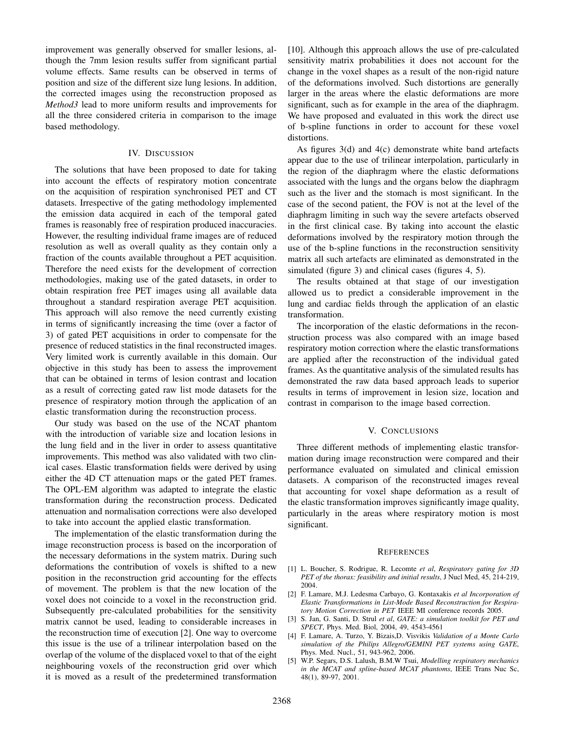improvement was generally observed for smaller lesions, although the 7mm lesion results suffer from significant partial volume effects. Same results can be observed in terms of position and size of the different size lung lesions. In addition, the corrected images using the reconstruction proposed as *Method3* lead to more uniform results and improvements for all the three considered criteria in comparison to the image based methodology.

## IV. Discussion

The solutions that have been proposed to date for taking into account the effects of respiratory motion concentrate on the acquisition of respiration synchronised PET and CT datasets. Irrespective of the gating methodology implemented the emission data acquired in each of the temporal gated frames is reasonably free of respiration produced inaccuracies. However, the resulting individual frame images are of reduced resolution as well as overall quality as they contain only a fraction of the counts available throughout a PET acquisition. Therefore the need exists for the development of correction methodologies, making use of the gated datasets, in order to obtain respiration free PET images using all available data throughout a standard respiration average PET acquisition. This approach will also remove the need currently existing in terms of significantly increasing the time (over a factor of 3) of gated PET acquisitions in order to compensate for the presence of reduced statistics in the final reconstructed images. Very limited work is currently available in this domain. Our objective in this study has been to assess the improvement that can be obtained in terms of lesion contrast and location as a result of correcting gated raw list mode datasets for the presence of respiratory motion through the application of an elastic transformation during the reconstruction process.

Our study was based on the use of the NCAT phantom with the introduction of variable size and location lesions in the lung field and in the liver in order to assess quantitative improvements. This method was also validated with two clinical cases. Elastic transformation fields were derived by using either the 4D CT attenuation maps or the gated PET frames. The OPL-EM algorithm was adapted to integrate the elastic transformation during the reconstruction process. Dedicated attenuation and normalisation corrections were also developed to take into account the applied elastic transformation.

The implementation of the elastic transformation during the image reconstruction process is based on the incorporation of the necessary deformations in the system matrix. During such deformations the contribution of voxels is shifted to a new position in the reconstruction grid accounting for the effects of movement. The problem is that the new location of the voxel does not coincide to a voxel in the reconstruction grid. Subsequently pre-calculated probabilities for the sensitivity matrix cannot be used, leading to considerable increases in the reconstruction time of execution [2]. One way to overcome this issue is the use of a trilinear interpolation based on the overlap of the volume of the displaced voxel to that of the eight neighbouring voxels of the reconstruction grid over which it is moved as a result of the predetermined transformation [10]. Although this approach allows the use of pre-calculated sensitivity matrix probabilities it does not account for the change in the voxel shapes as a result of the non-rigid nature of the deformations involved. Such distortions are generally larger in the areas where the elastic deformations are more significant, such as for example in the area of the diaphragm. We have proposed and evaluated in this work the direct use of b-spline functions in order to account for these voxel distortions.

As figures 3(d) and 4(c) demonstrate white band artefacts appear due to the use of trilinear interpolation, particularly in the region of the diaphragm where the elastic deformations associated with the lungs and the organs below the diaphragm such as the liver and the stomach is most significant. In the case of the second patient, the FOV is not at the level of the diaphragm limiting in such way the severe artefacts observed in the first clinical case. By taking into account the elastic deformations involved by the respiratory motion through the use of the b-spline functions in the reconstruction sensitivity matrix all such artefacts are eliminated as demonstrated in the simulated (figure 3) and clinical cases (figures 4, 5).

The results obtained at that stage of our investigation allowed us to predict a considerable improvement in the lung and cardiac fields through the application of an elastic transformation.

The incorporation of the elastic deformations in the reconstruction process was also compared with an image based respiratory motion correction where the elastic transformations are applied after the reconstruction of the individual gated frames. As the quantitative analysis of the simulated results has demonstrated the raw data based approach leads to superior results in terms of improvement in lesion size, location and contrast in comparison to the image based correction.

## V. Conclusions

Three different methods of implementing elastic transformation during image reconstruction were compared and their performance evaluated on simulated and clinical emission datasets. A comparison of the reconstructed images reveal that accounting for voxel shape deformation as a result of the elastic transformation improves significantly image quality, particularly in the areas where respiratory motion is most significant.

## References

[1] L. Boucher, S. Rodrigue, R. Lecomte *et al*, *Respiratory gating for 3D PET of the thorax: feasibility and initial results*, J Nucl Med, 45, 214-219, 2004.

[2] F. Lamare, M.J. Ledesma Carbayo, G. Kontaxakis *et al Incorporation of Elastic Transformations in List-Mode Based Reconstruction for Respiratory Motion Correction in PET* IEEE MI conference records 2005.

[3] S. Jan, G. Santi, D. Strul *et al*, *GATE: a simulation toolkit for PET and SPECT*, Phys. Med. Biol, 2004, 49, 4543-4561

[4] F. Lamare, A. Turzo, Y. Bizais,D. Visvikis *Validation of a Monte Carlo simulation of the Philips Allegro/GEMINI PET systems using GATE*, Phys. Med. Nucl., 51, 943-962, 2006.

[5] W.P. Segars, D.S. Lalush, B.M.W Tsui, *Modelling respiratory mechanics in the MCAT and spline-based MCAT phantoms*, IEEE Trans Nuc Sc, 48(1), 89-97, 2001.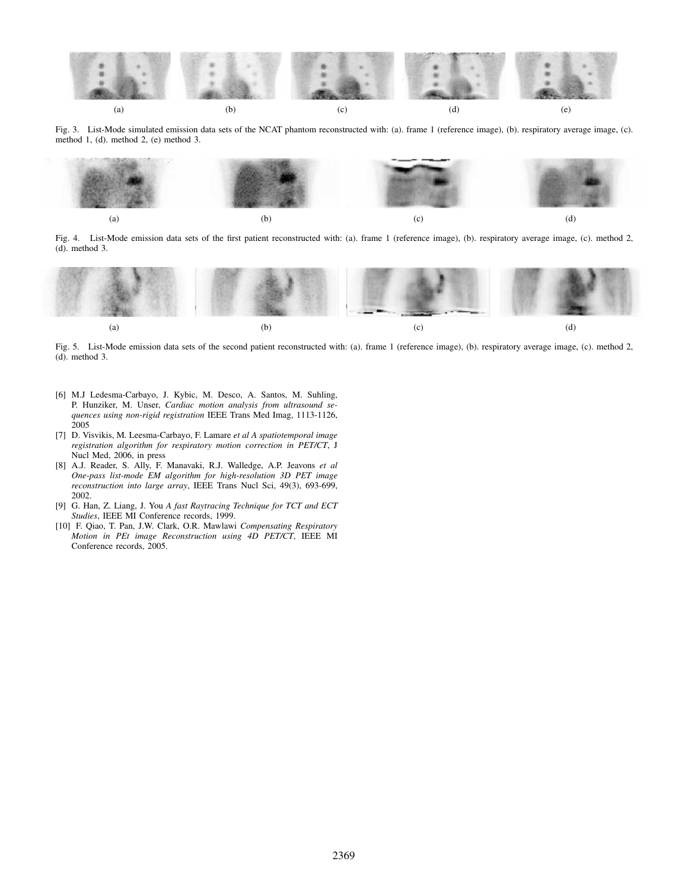(a) (b) (c) (d) (e)

Fig. 3. List-Mode simulated emission data sets of the NCAT phantom reconstructed with: (a). frame 1 (reference image), (b). respiratory average image, (c). method 1, (d). method 2, (e) method 3.

(a) (b) (c) (d)

Fig. 4. List-Mode emission data sets of the first patient reconstructed with: (a). frame 1 (reference image), (b). respiratory average image, (c). method 2, (d). method 3.

(a) (b) (c) (d)

Fig. 5. List-Mode emission data sets of the second patient reconstructed with: (a). frame 1 (reference image), (b). respiratory average image, (c). method 2, (d). method 3.

[6] M.J Ledesma-Carbayo, J. Kybic, M. Desco, A. Santos, M. Suhling, P. Hunziker, M. Unser, *Cardiac motion analysis from ultrasound sequences using non-rigid registration* IEEE Trans Med Imag, 1113-1126, 2005

[7] D. Visvikis, M. Leesma-Carbayo, F. Lamare *et al A spatiotemporal image registration algorithm for respiratory motion correction in PET/CT*, J Nucl Med, 2006, in press

[8] A.J. Reader, S. Ally, F. Manavaki, R.J. Walledge, A.P. Jeavons *et al One-pass list-mode EM algorithm for high-resolution 3D PET image reconstruction into large array*, IEEE Trans Nucl Sci, 49(3), 693-699, 2002.

[9] G. Han, Z. Liang, J. You *A fast Raytracing Technique for TCT and ECT Studies*, IEEE MI Conference records, 1999.

[10] F. Qiao, T. Pan, J.W. Clark, O.R. Mawlawi *Compensating Respiratory Motion in PEt image Reconstruction using 4D PET/CT*, IEEE MI Conference records, 2005.